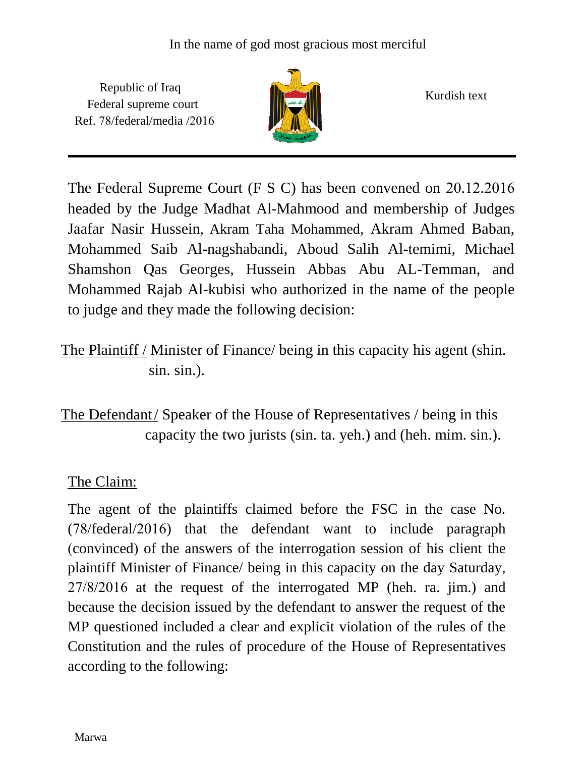In the name of god most gracious most merciful

Republic of Iraq
Federal supreme court
Ref. 78/federal/media /2016

Kurdish text

The Federal Supreme Court (F S C) has been convened on 20.12.2016 headed by the Judge Madhat Al-Mahmood and membership of Judges Jaafar Nasir Hussein, Akram Taha Mohammed, Akram Ahmed Baban, Mohammed Saib Al-nagshabandi, Aboud Salih Al-temimi, Michael Shamshon Qas Georges, Hussein Abbas Abu AL-Temman, and Mohammed Rajab Al-kubisi who authorized in the name of the people to judge and they made the following decision:

The Plaintiff / Minister of Finance/ being in this capacity his agent (shin. sin. sin.).

The Defendant/ Speaker of the House of Representatives / being in this capacity the two jurists (sin. ta. yeh.) and (heh. mim. sin.).

The Claim:

The agent of the plaintiffs claimed before the FSC in the case No. (78/federal/2016) that the defendant want to include paragraph (convinced) of the answers of the interrogation session of his client the plaintiff Minister of Finance/ being in this capacity on the day Saturday, 27/8/2016 at the request of the interrogated MP (heh. ra. jim.) and because the decision issued by the defendant to answer the request of the MP questioned included a clear and explicit violation of the rules of the Constitution and the rules of procedure of the House of Representatives according to the following: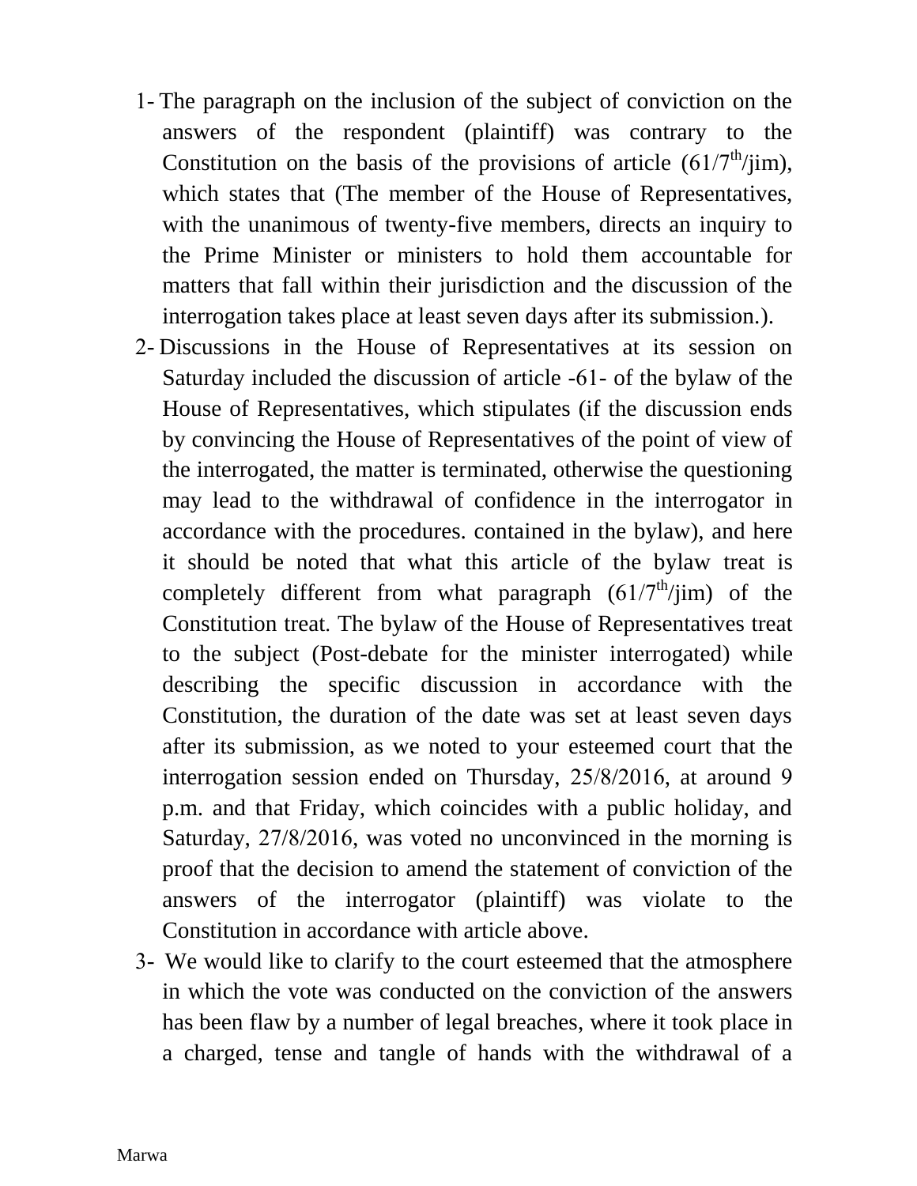1- The paragraph on the inclusion of the subject of conviction on the answers of the respondent (plaintiff) was contrary to the Constitution on the basis of the provisions of article ($61/7^{th}$/jim), which states that (The member of the House of Representatives, with the unanimous of twenty-five members, directs an inquiry to the Prime Minister or ministers to hold them accountable for matters that fall within their jurisdiction and the discussion of the interrogation takes place at least seven days after its submission.).

2- Discussions in the House of Representatives at its session on Saturday included the discussion of article -61- of the bylaw of the House of Representatives, which stipulates (if the discussion ends by convincing the House of Representatives of the point of view of the interrogated, the matter is terminated, otherwise the questioning may lead to the withdrawal of confidence in the interrogator in accordance with the procedures. contained in the bylaw), and here it should be noted that what this article of the bylaw treat is completely different from what paragraph ($61/7^{th}$/jim) of the Constitution treat. The bylaw of the House of Representatives treat to the subject (Post-debate for the minister interrogated) while describing the specific discussion in accordance with the Constitution, the duration of the date was set at least seven days after its submission, as we noted to your esteemed court that the interrogation session ended on Thursday, 25/8/2016, at around 9 p.m. and that Friday, which coincides with a public holiday, and Saturday, 27/8/2016, was voted no unconvinced in the morning is proof that the decision to amend the statement of conviction of the answers of the interrogator (plaintiff) was violate to the Constitution in accordance with article above.

3- We would like to clarify to the court esteemed that the atmosphere in which the vote was conducted on the conviction of the answers has been flaw by a number of legal breaches, where it took place in a charged, tense and tangle of hands with the withdrawal of a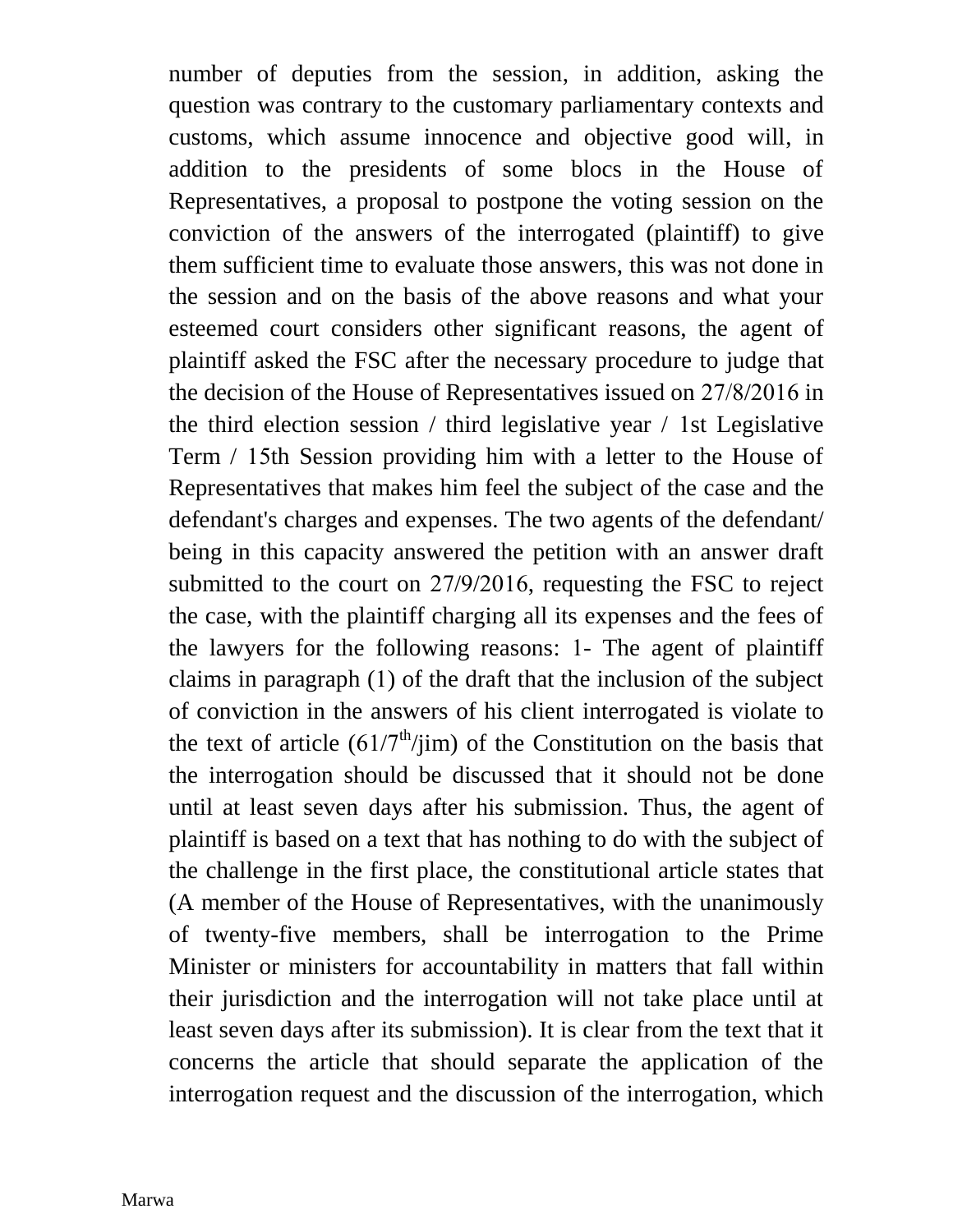number of deputies from the session, in addition, asking the question was contrary to the customary parliamentary contexts and customs, which assume innocence and objective good will, in addition to the presidents of some blocs in the House of Representatives, a proposal to postpone the voting session on the conviction of the answers of the interrogated (plaintiff) to give them sufficient time to evaluate those answers, this was not done in the session and on the basis of the above reasons and what your esteemed court considers other significant reasons, the agent of plaintiff asked the FSC after the necessary procedure to judge that the decision of the House of Representatives issued on 27/8/2016 in the third election session / third legislative year / 1st Legislative Term / 15th Session providing him with a letter to the House of Representatives that makes him feel the subject of the case and the defendant's charges and expenses. The two agents of the defendant/ being in this capacity answered the petition with an answer draft submitted to the court on 27/9/2016, requesting the FSC to reject the case, with the plaintiff charging all its expenses and the fees of the lawyers for the following reasons: 1- The agent of plaintiff claims in paragraph (1) of the draft that the inclusion of the subject of conviction in the answers of his client interrogated is violate to the text of article (61/7th/jim) of the Constitution on the basis that the interrogation should be discussed that it should not be done until at least seven days after his submission. Thus, the agent of plaintiff is based on a text that has nothing to do with the subject of the challenge in the first place, the constitutional article states that (A member of the House of Representatives, with the unanimously of twenty-five members, shall be interrogation to the Prime Minister or ministers for accountability in matters that fall within their jurisdiction and the interrogation will not take place until at least seven days after its submission). It is clear from the text that it concerns the article that should separate the application of the interrogation request and the discussion of the interrogation, which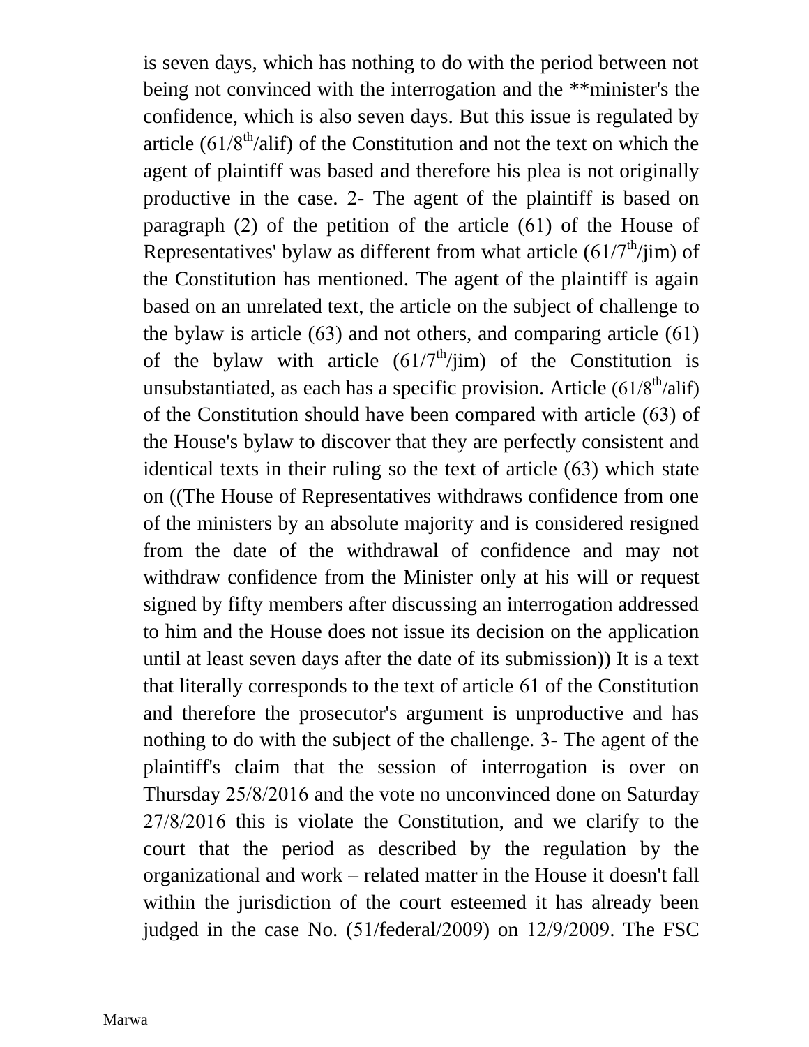is seven days, which has nothing to do with the period between not being not convinced with the interrogation and the **minister's the confidence, which is also seven days. But this issue is regulated by article (61/8th/alif) of the Constitution and not the text on which the agent of plaintiff was based and therefore his plea is not originally productive in the case. 2- The agent of the plaintiff is based on paragraph (2) of the petition of the article (61) of the House of Representatives' bylaw as different from what article (61/7th/jim) of the Constitution has mentioned. The agent of the plaintiff is again based on an unrelated text, the article on the subject of challenge to the bylaw is article (63) and not others, and comparing article (61) of the bylaw with article (61/7th/jim) of the Constitution is unsubstantiated, as each has a specific provision. Article (61/8th/alif) of the Constitution should have been compared with article (63) of the House's bylaw to discover that they are perfectly consistent and identical texts in their ruling so the text of article (63) which state on ((The House of Representatives withdraws confidence from one of the ministers by an absolute majority and is considered resigned from the date of the withdrawal of confidence and may not withdraw confidence from the Minister only at his will or request signed by fifty members after discussing an interrogation addressed to him and the House does not issue its decision on the application until at least seven days after the date of its submission)) It is a text that literally corresponds to the text of article 61 of the Constitution and therefore the prosecutor's argument is unproductive and has nothing to do with the subject of the challenge. 3- The agent of the plaintiff's claim that the session of interrogation is over on Thursday 25/8/2016 and the vote no unconvinced done on Saturday 27/8/2016 this is violate the Constitution, and we clarify to the court that the period as described by the regulation by the organizational and work – related matter in the House it doesn't fall within the jurisdiction of the court esteemed it has already been judged in the case No. (51/federal/2009) on 12/9/2009. The FSC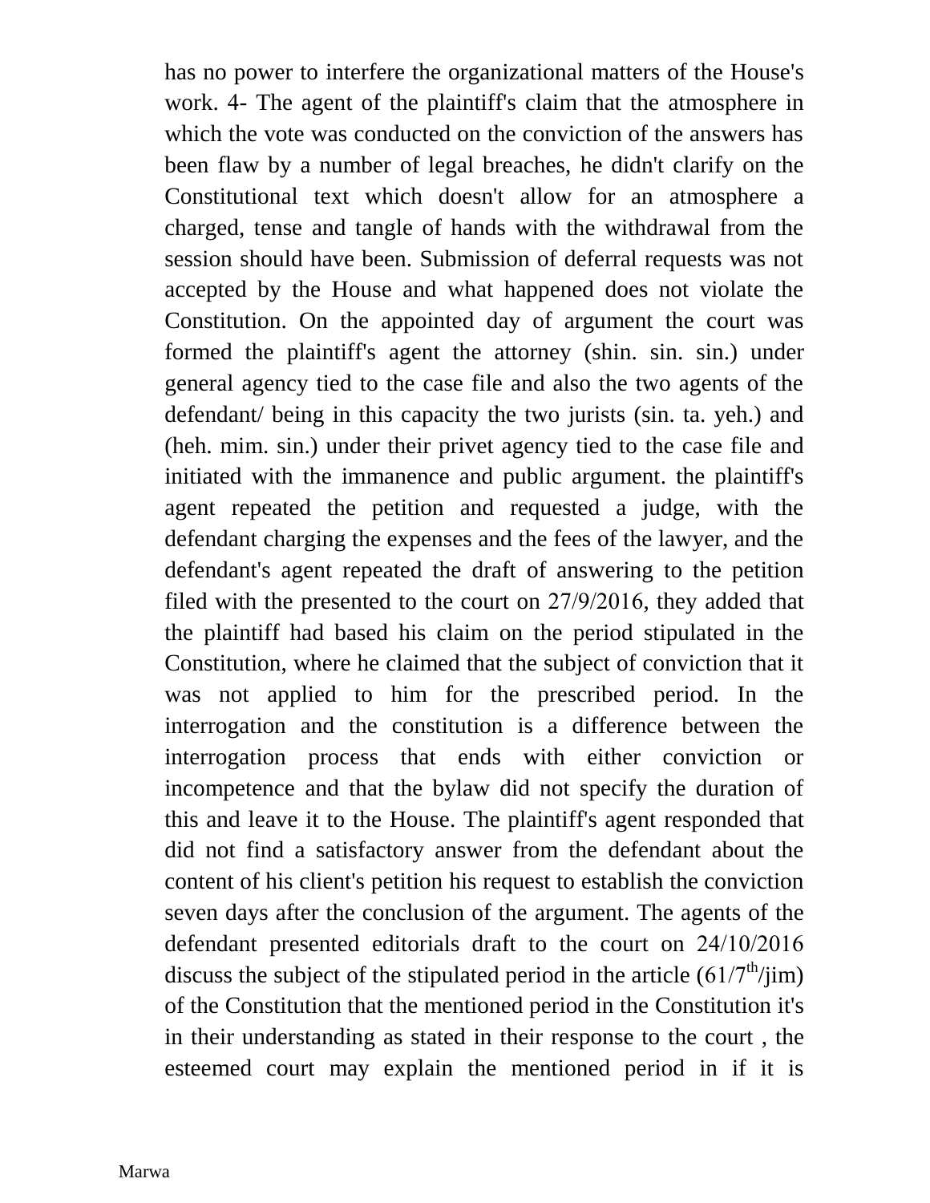has no power to interfere the organizational matters of the House's work. 4- The agent of the plaintiff's claim that the atmosphere in which the vote was conducted on the conviction of the answers has been flaw by a number of legal breaches, he didn't clarify on the Constitutional text which doesn't allow for an atmosphere a charged, tense and tangle of hands with the withdrawal from the session should have been. Submission of deferral requests was not accepted by the House and what happened does not violate the Constitution. On the appointed day of argument the court was formed the plaintiff's agent the attorney (shin. sin. sin.) under general agency tied to the case file and also the two agents of the defendant/ being in this capacity the two jurists (sin. ta. yeh.) and (heh. mim. sin.) under their privet agency tied to the case file and initiated with the immanence and public argument. the plaintiff's agent repeated the petition and requested a judge, with the defendant charging the expenses and the fees of the lawyer, and the defendant's agent repeated the draft of answering to the petition filed with the presented to the court on 27/9/2016, they added that the plaintiff had based his claim on the period stipulated in the Constitution, where he claimed that the subject of conviction that it was not applied to him for the prescribed period. In the interrogation and the constitution is a difference between the interrogation process that ends with either conviction or incompetence and that the bylaw did not specify the duration of this and leave it to the House. The plaintiff's agent responded that did not find a satisfactory answer from the defendant about the content of his client's petition his request to establish the conviction seven days after the conclusion of the argument. The agents of the defendant presented editorials draft to the court on 24/10/2016 discuss the subject of the stipulated period in the article (61/7th/jim) of the Constitution that the mentioned period in the Constitution it's in their understanding as stated in their response to the court , the esteemed court may explain the mentioned period in if it is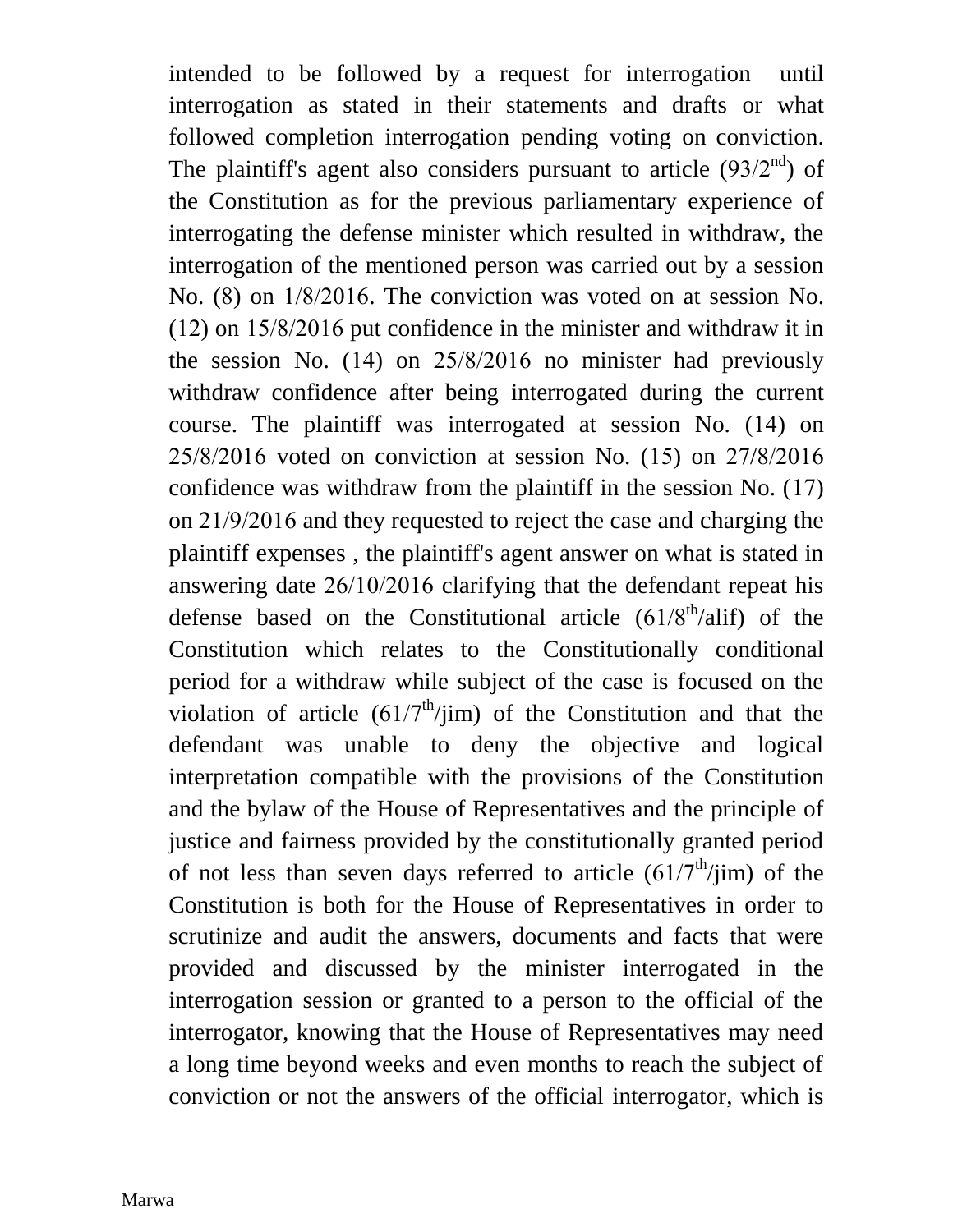intended to be followed by a request for interrogation until interrogation as stated in their statements and drafts or what followed completion interrogation pending voting on conviction. The plaintiff's agent also considers pursuant to article (93/2nd) of the Constitution as for the previous parliamentary experience of interrogating the defense minister which resulted in withdraw, the interrogation of the mentioned person was carried out by a session No. (8) on 1/8/2016. The conviction was voted on at session No. (12) on 15/8/2016 put confidence in the minister and withdraw it in the session No. (14) on 25/8/2016 no minister had previously withdraw confidence after being interrogated during the current course. The plaintiff was interrogated at session No. (14) on 25/8/2016 voted on conviction at session No. (15) on 27/8/2016 confidence was withdraw from the plaintiff in the session No. (17) on 21/9/2016 and they requested to reject the case and charging the plaintiff expenses , the plaintiff's agent answer on what is stated in answering date 26/10/2016 clarifying that the defendant repeat his defense based on the Constitutional article (61/8th/alif) of the Constitution which relates to the Constitutionally conditional period for a withdraw while subject of the case is focused on the violation of article (61/7th/jim) of the Constitution and that the defendant was unable to deny the objective and logical interpretation compatible with the provisions of the Constitution and the bylaw of the House of Representatives and the principle of justice and fairness provided by the constitutionally granted period of not less than seven days referred to article (61/7th/jim) of the Constitution is both for the House of Representatives in order to scrutinize and audit the answers, documents and facts that were provided and discussed by the minister interrogated in the interrogation session or granted to a person to the official of the interrogator, knowing that the House of Representatives may need a long time beyond weeks and even months to reach the subject of conviction or not the answers of the official interrogator, which is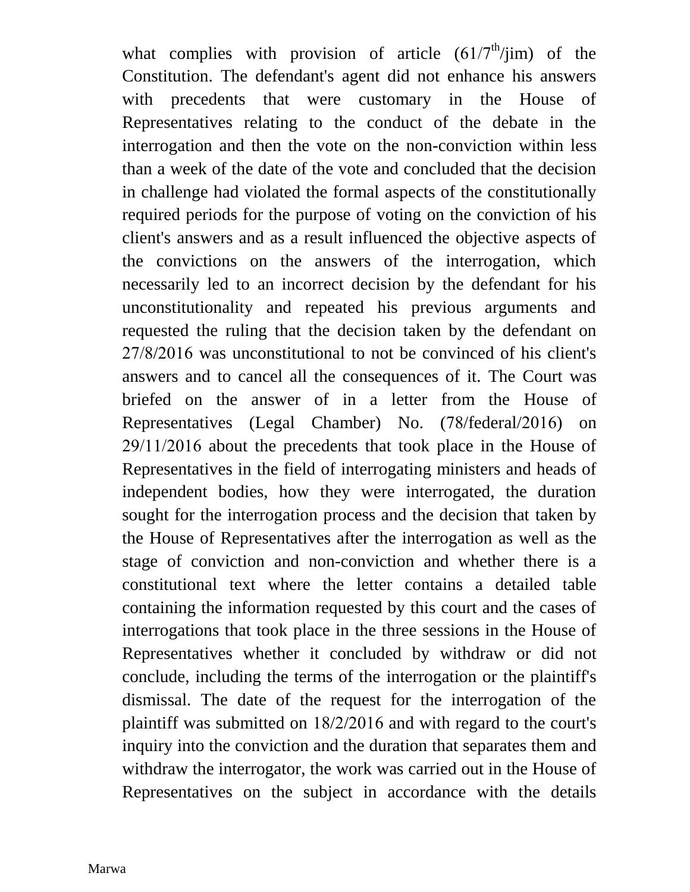what complies with provision of article (61/7th/jim) of the Constitution. The defendant's agent did not enhance his answers with precedents that were customary in the House of Representatives relating to the conduct of the debate in the interrogation and then the vote on the non-conviction within less than a week of the date of the vote and concluded that the decision in challenge had violated the formal aspects of the constitutionally required periods for the purpose of voting on the conviction of his client's answers and as a result influenced the objective aspects of the convictions on the answers of the interrogation, which necessarily led to an incorrect decision by the defendant for his unconstitutionality and repeated his previous arguments and requested the ruling that the decision taken by the defendant on 27/8/2016 was unconstitutional to not be convinced of his client's answers and to cancel all the consequences of it. The Court was briefed on the answer of in a letter from the House of Representatives (Legal Chamber) No. (78/federal/2016) on 29/11/2016 about the precedents that took place in the House of Representatives in the field of interrogating ministers and heads of independent bodies, how they were interrogated, the duration sought for the interrogation process and the decision that taken by the House of Representatives after the interrogation as well as the stage of conviction and non-conviction and whether there is a constitutional text where the letter contains a detailed table containing the information requested by this court and the cases of interrogations that took place in the three sessions in the House of Representatives whether it concluded by withdraw or did not conclude, including the terms of the interrogation or the plaintiff's dismissal. The date of the request for the interrogation of the plaintiff was submitted on 18/2/2016 and with regard to the court's inquiry into the conviction and the duration that separates them and withdraw the interrogator, the work was carried out in the House of Representatives on the subject in accordance with the details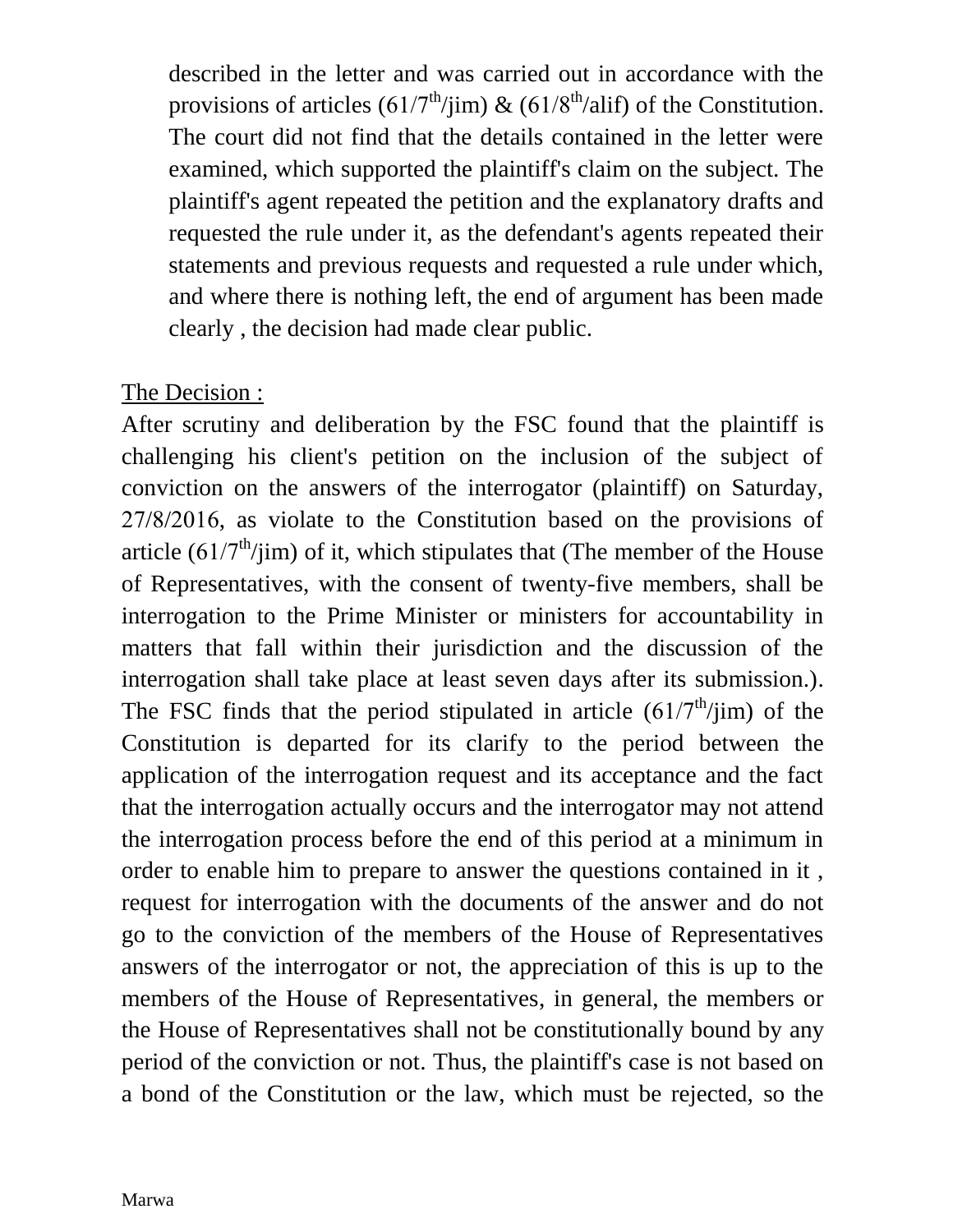described in the letter and was carried out in accordance with the provisions of articles (61/7th/jim) & (61/8th/alif) of the Constitution. The court did not find that the details contained in the letter were examined, which supported the plaintiff's claim on the subject. The plaintiff's agent repeated the petition and the explanatory drafts and requested the rule under it, as the defendant's agents repeated their statements and previous requests and requested a rule under which, and where there is nothing left, the end of argument has been made clearly , the decision had made clear public.

The Decision :

After scrutiny and deliberation by the FSC found that the plaintiff is challenging his client's petition on the inclusion of the subject of conviction on the answers of the interrogator (plaintiff) on Saturday, 27/8/2016, as violate to the Constitution based on the provisions of article (61/7th/jim) of it, which stipulates that (The member of the House of Representatives, with the consent of twenty-five members, shall be interrogation to the Prime Minister or ministers for accountability in matters that fall within their jurisdiction and the discussion of the interrogation shall take place at least seven days after its submission.). The FSC finds that the period stipulated in article (61/7th/jim) of the Constitution is departed for its clarify to the period between the application of the interrogation request and its acceptance and the fact that the interrogation actually occurs and the interrogator may not attend the interrogation process before the end of this period at a minimum in order to enable him to prepare to answer the questions contained in it , request for interrogation with the documents of the answer and do not go to the conviction of the members of the House of Representatives answers of the interrogator or not, the appreciation of this is up to the members of the House of Representatives, in general, the members or the House of Representatives shall not be constitutionally bound by any period of the conviction or not. Thus, the plaintiff's case is not based on a bond of the Constitution or the law, which must be rejected, so the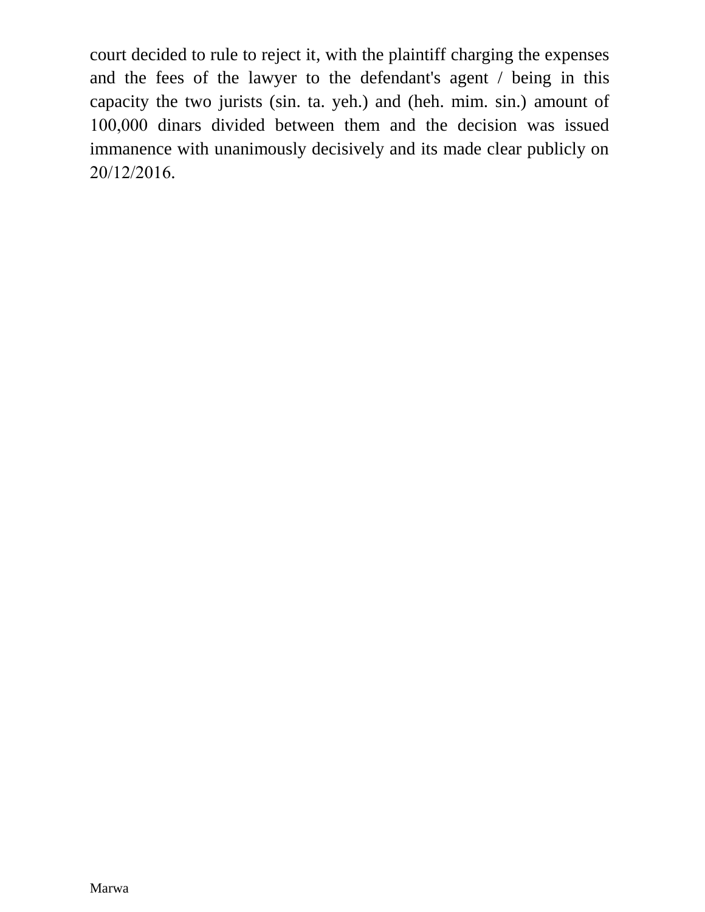court decided to rule to reject it, with the plaintiff charging the expenses and the fees of the lawyer to the defendant's agent / being in this capacity the two jurists (sin. ta. yeh.) and (heh. mim. sin.) amount of 100,000 dinars divided between them and the decision was issued immanence with unanimously decisively and its made clear publicly on 20/12/2016.

Marwa